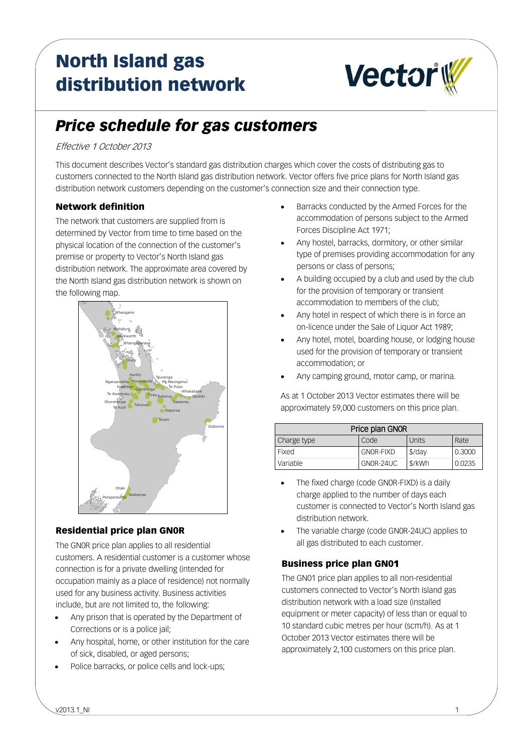# North Island gas distribution network

## *Price schedule for gas customers*

*Effective 1 October 2013*

This document describes Vector's standard gas distribution charges which cover the costs of distributing gas to customers connected to the North Island gas distribution network. Vector offers five price plans for North Island gas distribution network customers depending on the customer's connection size and their connection type.

### Network definition

The network that customers are supplied from is determined by Vector from time to time based on the physical location of the connection of the customer's premise or property to Vector's North Island gas distribution network. The approximate area covered by the North Island gas distribution network is shown on the following map.

### Residential price plan GN0R

The GN0R price plan applies to all residential customers. A residential customer is a customer whose connection is for a private dwelling (intended for occupation mainly as a place of residence) not normally used for any business activity. Business activities include, but are not limited to, the following:

- Any prison that is operated by the Department of Corrections or is a police jail;
- Any hospital, home, or other institution for the care of sick, disabled, or aged persons;
- Police barracks, or police cells and lock-ups;
- Barracks conducted by the Armed Forces for the accommodation of persons subject to the Armed Forces Discipline Act 1971;
- Any hostel, barracks, dormitory, or other similar type of premises providing accommodation for any persons or class of persons;
- A building occupied by a club and used by the club for the provision of temporary or transient accommodation to members of the club;
- Any hotel in respect of which there is in force an on-licence under the Sale of Liquor Act 1989;
- Any hotel, motel, boarding house, or lodging house used for the provision of temporary or transient accommodation; or
- Any camping ground, motor camp, or marina.

As at 1 October 2013 Vector estimates there will be approximately 59,000 customers on this price plan.

| Price plan GN0R | | | |
|---|---|---|---|
| Charge type | Code | Units | Rate |
| Fixed | GN0R-FIXD | $/day | 0.3000 |
| Variable | GN0R-24UC | $/kWh | 0.0235 |

- The fixed charge (code GN0R-FIXD) is a daily charge applied to the number of days each customer is connected to Vector's North Island gas distribution network.
- The variable charge (code GN0R-24UC) applies to all gas distributed to each customer.

### Business price plan GN01

The GN01 price plan applies to all non-residential customers connected to Vector's North Island gas distribution network with a load size (installed equipment or meter capacity) of less than or equal to 10 standard cubic metres per hour (scm/h). As at 1 October 2013 Vector estimates there will be approximately 2,100 customers on this price plan.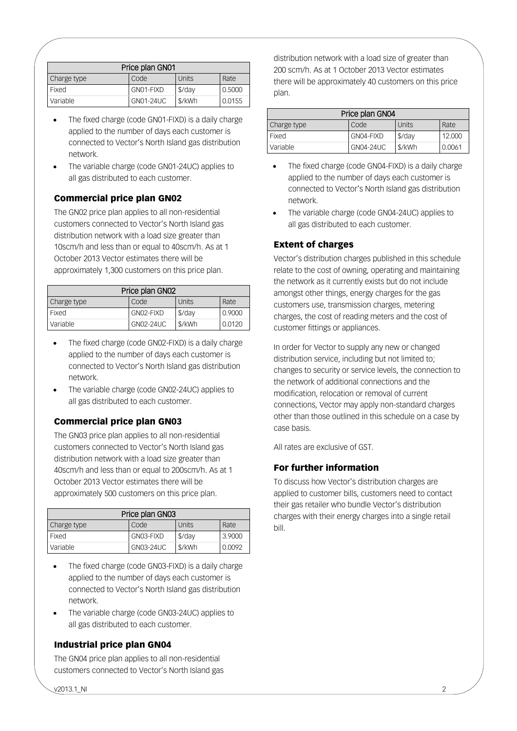| Price plan GN01 | | | |
|---|---|---|---|
| Charge type | Code | Units | Rate |
| Fixed | GN01-FIXD | $/day | 0.5000 |
| Variable | GN01-24UC | $/kWh | 0.0155 |

- The fixed charge (code GN01-FIXD) is a daily charge applied to the number of days each customer is connected to Vector's North Island gas distribution network.
- The variable charge (code GN01-24UC) applies to all gas distributed to each customer.

### Commercial price plan GN02

The GN02 price plan applies to all non-residential customers connected to Vector's North Island gas distribution network with a load size greater than 10scm/h and less than or equal to 40scm/h. As at 1 October 2013 Vector estimates there will be approximately 1,300 customers on this price plan.

| Price plan GN02 | | | |
|---|---|---|---|
| Charge type | Code | Units | Rate |
| Fixed | GN02-FIXD | $/day | 0.9000 |
| Variable | GN02-24UC | $/kWh | 0.0120 |

- The fixed charge (code GN02-FIXD) is a daily charge applied to the number of days each customer is connected to Vector's North Island gas distribution network.
- The variable charge (code GN02-24UC) applies to all gas distributed to each customer.

### Commercial price plan GN03

The GN03 price plan applies to all non-residential customers connected to Vector's North Island gas distribution network with a load size greater than 40scm/h and less than or equal to 200scm/h. As at 1 October 2013 Vector estimates there will be approximately 500 customers on this price plan.

| Price plan GN03 | | | |
|---|---|---|---|
| Charge type | Code | Units | Rate |
| Fixed | GN03-FIXD | $/day | 3.9000 |
| Variable | GN03-24UC | $/kWh | 0.0092 |

- The fixed charge (code GN03-FIXD) is a daily charge applied to the number of days each customer is connected to Vector's North Island gas distribution network.
- The variable charge (code GN03-24UC) applies to all gas distributed to each customer.

### Industrial price plan GN04

The GN04 price plan applies to all non-residential customers connected to Vector's North Island gas distribution network with a load size of greater than 200 scm/h. As at 1 October 2013 Vector estimates there will be approximately 40 customers on this price plan.

| Price plan GN04 | | | |
|---|---|---|---|
| Charge type | Code | Units | Rate |
| Fixed | GN04-FIXD | $/day | 12.000 |
| Variable | GN04-24UC | $/kWh | 0.0061 |

- The fixed charge (code GN04-FIXD) is a daily charge applied to the number of days each customer is connected to Vector's North Island gas distribution network.
- The variable charge (code GN04-24UC) applies to all gas distributed to each customer.

### Extent of charges

Vector's distribution charges published in this schedule relate to the cost of owning, operating and maintaining the network as it currently exists but do not include amongst other things, energy charges for the gas customers use, transmission charges, metering charges, the cost of reading meters and the cost of customer fittings or appliances.

In order for Vector to supply any new or changed distribution service, including but not limited to; changes to security or service levels, the connection to the network of additional connections and the modification, relocation or removal of current connections, Vector may apply non-standard charges other than those outlined in this schedule on a case by case basis.

All rates are exclusive of GST.

### For further information

To discuss how Vector's distribution charges are applied to customer bills, customers need to contact their gas retailer who bundle Vector's distribution charges with their energy charges into a single retail bill.